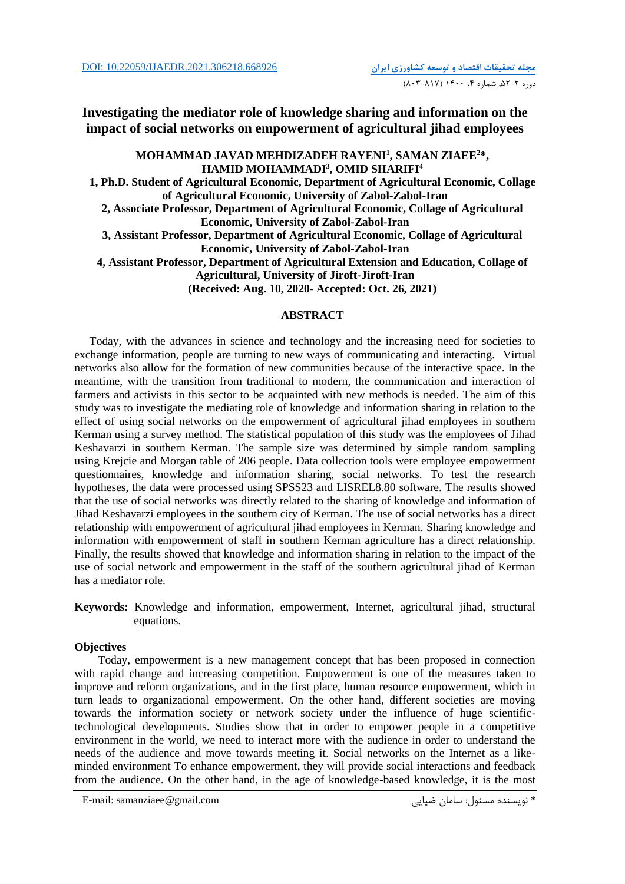DOI: 10.22059/IJAEDR.2021.306218.668926

# Investigating the mediator role of knowledge sharing and information on the impact of social networks on empowerment of agricultural jihad employees

**MOHAMMAD JAVAD MEHDIZADEH RAYENI[1], SAMAN ZIAEE[2]*, HAMID MOHAMMADI[3], OMID SHARIFI[4]**

**1, Ph.D. Student of Agricultural Economic, Department of Agricultural Economic, Collage of Agricultural Economic, University of Zabol-Zabol-Iran**

**2, Associate Professor, Department of Agricultural Economic, Collage of Agricultural Economic, University of Zabol-Zabol-Iran**

**3, Assistant Professor, Department of Agricultural Economic, Collage of Agricultural Economic, University of Zabol-Zabol-Iran**

**4, Assistant Professor, Department of Agricultural Extension and Education, Collage of Agricultural, University of Jiroft-Jiroft-Iran**

**(Received: Aug. 10, 2020- Accepted: Oct. 26, 2021)**

## ABSTRACT

Today, with the advances in science and technology and the increasing need for societies to exchange information, people are turning to new ways of communicating and interacting. Virtual networks also allow for the formation of new communities because of the interactive space. In the meantime, with the transition from traditional to modern, the communication and interaction of farmers and activists in this sector to be acquainted with new methods is needed. The aim of this study was to investigate the mediating role of knowledge and information sharing in relation to the effect of using social networks on the empowerment of agricultural jihad employees in southern Kerman using a survey method. The statistical population of this study was the employees of Jihad Keshavarzi in southern Kerman. The sample size was determined by simple random sampling using Krejcie and Morgan table of 206 people. Data collection tools were employee empowerment questionnaires, knowledge and information sharing, social networks. To test the research hypotheses, the data were processed using SPSS23 and LISREL8.80 software. The results showed that the use of social networks was directly related to the sharing of knowledge and information of Jihad Keshavarzi employees in the southern city of Kerman. The use of social networks has a direct relationship with empowerment of agricultural jihad employees in Kerman. Sharing knowledge and information with empowerment of staff in southern Kerman agriculture has a direct relationship. Finally, the results showed that knowledge and information sharing in relation to the impact of the use of social network and empowerment in the staff of the southern agricultural jihad of Kerman has a mediator role.

**Keywords:** Knowledge and information, empowerment, Internet, agricultural jihad, structural equations.

### Objectives

Today, empowerment is a new management concept that has been proposed in connection with rapid change and increasing competition. Empowerment is one of the measures taken to improve and reform organizations, and in the first place, human resource empowerment, which in turn leads to organizational empowerment. On the other hand, different societies are moving towards the information society or network society under the influence of huge scientific-technological developments. Studies show that in order to empower people in a competitive environment in the world, we need to interact more with the audience in order to understand the needs of the audience and move towards meeting it. Social networks on the Internet as a like-minded environment To enhance empowerment, they will provide social interactions and feedback from the audience. On the other hand, in the age of knowledge-based knowledge, it is the most

E-mail: samanziaee@gmail.com

* نویسنده مسئول: سامان ضیایی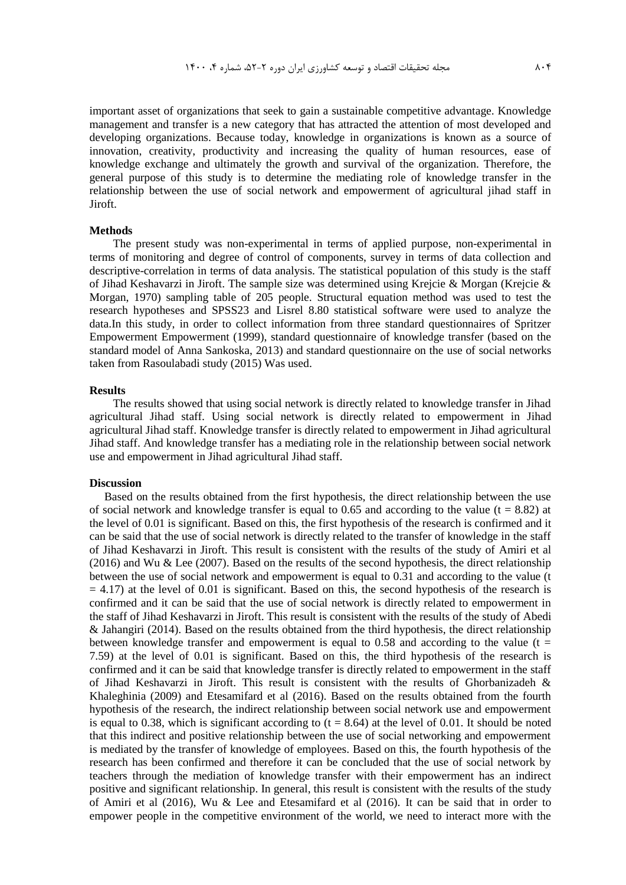important asset of organizations that seek to gain a sustainable competitive advantage. Knowledge management and transfer is a new category that has attracted the attention of most developed and developing organizations. Because today, knowledge in organizations is known as a source of innovation, creativity, productivity and increasing the quality of human resources, ease of knowledge exchange and ultimately the growth and survival of the organization. Therefore, the general purpose of this study is to determine the mediating role of knowledge transfer in the relationship between the use of social network and empowerment of agricultural jihad staff in Jiroft.

### Methods

The present study was non-experimental in terms of applied purpose, non-experimental in terms of monitoring and degree of control of components, survey in terms of data collection and descriptive-correlation in terms of data analysis. The statistical population of this study is the staff of Jihad Keshavarzi in Jiroft. The sample size was determined using Krejcie & Morgan (Krejcie & Morgan, 1970) sampling table of 205 people. Structural equation method was used to test the research hypotheses and SPSS23 and Lisrel 8.80 statistical software were used to analyze the data.In this study, in order to collect information from three standard questionnaires of Spritzer Empowerment Empowerment (1999), standard questionnaire of knowledge transfer (based on the standard model of Anna Sankoska, 2013) and standard questionnaire on the use of social networks taken from Rasoulabadi study (2015) Was used.

### Results

The results showed that using social network is directly related to knowledge transfer in Jihad agricultural Jihad staff. Using social network is directly related to empowerment in Jihad agricultural Jihad staff. Knowledge transfer is directly related to empowerment in Jihad agricultural Jihad staff. And knowledge transfer has a mediating role in the relationship between social network use and empowerment in Jihad agricultural Jihad staff.

### Discussion

Based on the results obtained from the first hypothesis, the direct relationship between the use of social network and knowledge transfer is equal to 0.65 and according to the value ($t = 8.82$) at the level of 0.01 is significant. Based on this, the first hypothesis of the research is confirmed and it can be said that the use of social network is directly related to the transfer of knowledge in the staff of Jihad Keshavarzi in Jiroft. This result is consistent with the results of the study of Amiri et al (2016) and Wu & Lee (2007). Based on the results of the second hypothesis, the direct relationship between the use of social network and empowerment is equal to 0.31 and according to the value ($t = 4.17$) at the level of 0.01 is significant. Based on this, the second hypothesis of the research is confirmed and it can be said that the use of social network is directly related to empowerment in the staff of Jihad Keshavarzi in Jiroft. This result is consistent with the results of the study of Abedi & Jahangiri (2014). Based on the results obtained from the third hypothesis, the direct relationship between knowledge transfer and empowerment is equal to 0.58 and according to the value ($t = 7.59$) at the level of 0.01 is significant. Based on this, the third hypothesis of the research is confirmed and it can be said that knowledge transfer is directly related to empowerment in the staff of Jihad Keshavarzi in Jiroft. This result is consistent with the results of Ghorbanizadeh & Khaleghinia (2009) and Etesamifard et al (2016). Based on the results obtained from the fourth hypothesis of the research, the indirect relationship between social network use and empowerment is equal to 0.38, which is significant according to ($t = 8.64$) at the level of 0.01. It should be noted that this indirect and positive relationship between the use of social networking and empowerment is mediated by the transfer of knowledge of employees. Based on this, the fourth hypothesis of the research has been confirmed and therefore it can be concluded that the use of social network by teachers through the mediation of knowledge transfer with their empowerment has an indirect positive and significant relationship. In general, this result is consistent with the results of the study of Amiri et al (2016), Wu & Lee and Etesamifard et al (2016). It can be said that in order to empower people in the competitive environment of the world, we need to interact more with the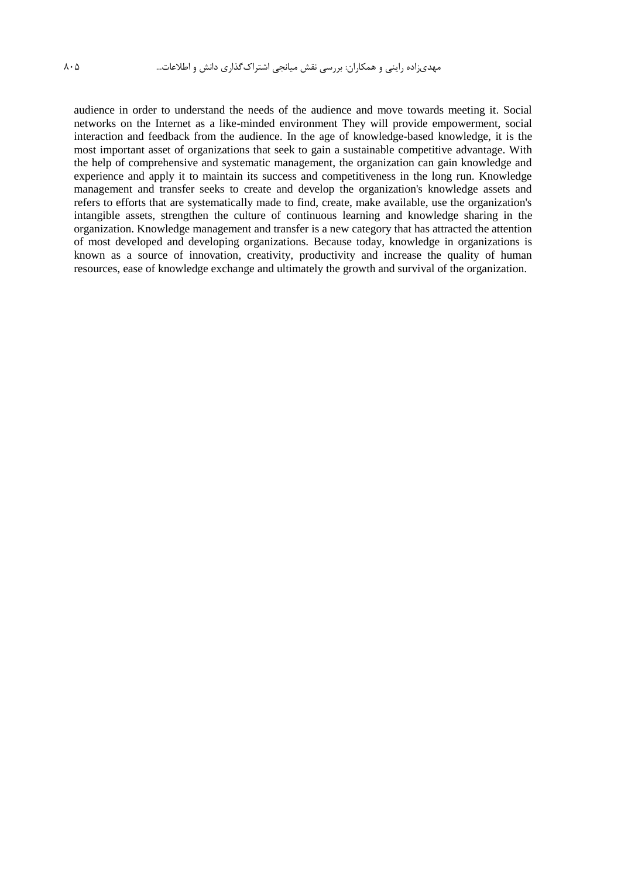audience in order to understand the needs of the audience and move towards meeting it. Social networks on the Internet as a like-minded environment They will provide empowerment, social interaction and feedback from the audience. In the age of knowledge-based knowledge, it is the most important asset of organizations that seek to gain a sustainable competitive advantage. With the help of comprehensive and systematic management, the organization can gain knowledge and experience and apply it to maintain its success and competitiveness in the long run. Knowledge management and transfer seeks to create and develop the organization's knowledge assets and refers to efforts that are systematically made to find, create, make available, use the organization's intangible assets, strengthen the culture of continuous learning and knowledge sharing in the organization. Knowledge management and transfer is a new category that has attracted the attention of most developed and developing organizations. Because today, knowledge in organizations is known as a source of innovation, creativity, productivity and increase the quality of human resources, ease of knowledge exchange and ultimately the growth and survival of the organization.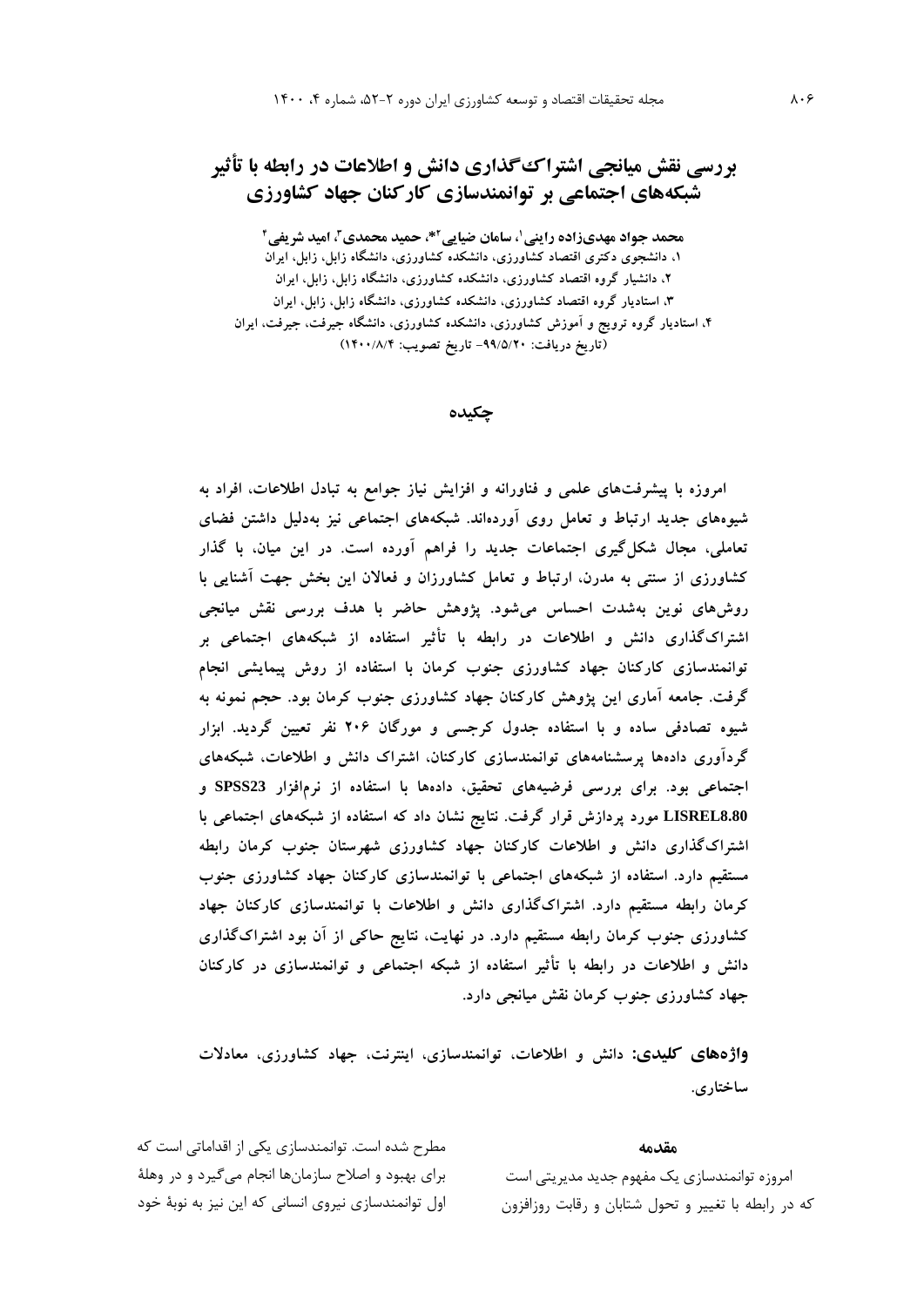# بررسی نقش میانجی اشتراک‌گذاری دانش و اطلاعات در رابطه با تأثیر شبکه‌های اجتماعی بر توانمندسازی کارکنان جهاد کشاورزی

**محمد جواد مهدی‌زاده راینی[1]، سامان ضیایی[2]*، حمید محمدی[3]، امید شریفی[4]**

۱، دانشجوی دکتری اقتصاد کشاورزی، دانشکده کشاورزی، دانشگاه زابل، زابل، ایران

۲، دانشیار گروه اقتصاد کشاورزی، دانشکده کشاورزی، دانشگاه زابل، زابل، ایران

۳، استادیار گروه اقتصاد کشاورزی، دانشکده کشاورزی، دانشگاه زابل، زابل، ایران

۴، استادیار گروه ترویج و آموزش کشاورزی، دانشکده کشاورزی، دانشگاه جیرفت، جیرفت، ایران

(تاریخ دریافت: ۹۹/۵/۲۰- تاریخ تصویب: ۱۴۰۰/۸/۴)

## چکیده

**امروزه با پیشرفت‌های علمی و فناورانه و افزایش نیاز جوامع به تبادل اطلاعات، افراد به شیوه‌های جدید ارتباط و تعامل روی آورده‌اند. شبکه‌های اجتماعی نیز به‌دلیل داشتن فضای تعاملی، مجال شکل‌گیری اجتماعات جدید را فراهم آورده است. در این میان، با گذار کشاورزی از سنتی به مدرن، ارتباط و تعامل کشاورزان و فعالان این بخش جهت آشنایی با روش‌های نوین به‌شدت احساس می‌شود. پژوهش حاضر با هدف بررسی نقش میانجی اشتراک‌گذاری دانش و اطلاعات در رابطه با تأثیر استفاده از شبکه‌های اجتماعی بر توانمندسازی کارکنان جهاد کشاورزی جنوب کرمان با استفاده از روش پیمایشی انجام گرفت. جامعه آماری این پژوهش کارکنان جهاد کشاورزی جنوب کرمان بود. حجم نمونه به شیوه تصادفی ساده و با استفاده جدول کرجسی و مورگان ۲۰۶ نفر تعیین گردید. ابزار گردآوری داده‌ها پرسشنامه‌های توانمندسازی کارکنان، اشتراک دانش و اطلاعات، شبکه‌های اجتماعی بود. برای بررسی فرضیه‌های تحقیق، داده‌ها با استفاده از نرم‌افزار SPSS23 و LISREL8.80 مورد پردازش قرار گرفت. نتایج نشان داد که استفاده از شبکه‌های اجتماعی با اشتراک‌گذاری دانش و اطلاعات کارکنان جهاد کشاورزی شهرستان جنوب کرمان رابطه مستقیم دارد. استفاده از شبکه‌های اجتماعی با توانمندسازی کارکنان جهاد کشاورزی جنوب کرمان رابطه مستقیم دارد. اشتراک‌گذاری دانش و اطلاعات با توانمندسازی کارکنان جهاد کشاورزی جنوب کرمان رابطه مستقیم دارد. در نهایت، نتایج حاکی از آن بود اشتراک‌گذاری دانش و اطلاعات در رابطه با تأثیر استفاده از شبکه اجتماعی و توانمندسازی در کارکنان جهاد کشاورزی جنوب کرمان نقش میانجی دارد.**

**واژه‌های کلیدی:** دانش و اطلاعات، توانمندسازی، اینترنت، جهاد کشاورزی، معادلات ساختاری.

## مقدمه

امروزه توانمندسازی یک مفهوم جدید مدیریتی است که در رابطه با تغییر و تحول شتابان و رقابت روزافزون مطرح شده است. توانمندسازی یکی از اقداماتی است که برای بهبود و اصلاح سازمان‌ها انجام می‌گیرد و در وهلهٔ اول توانمندسازی نیروی انسانی که این نیز به نوبهٔ خود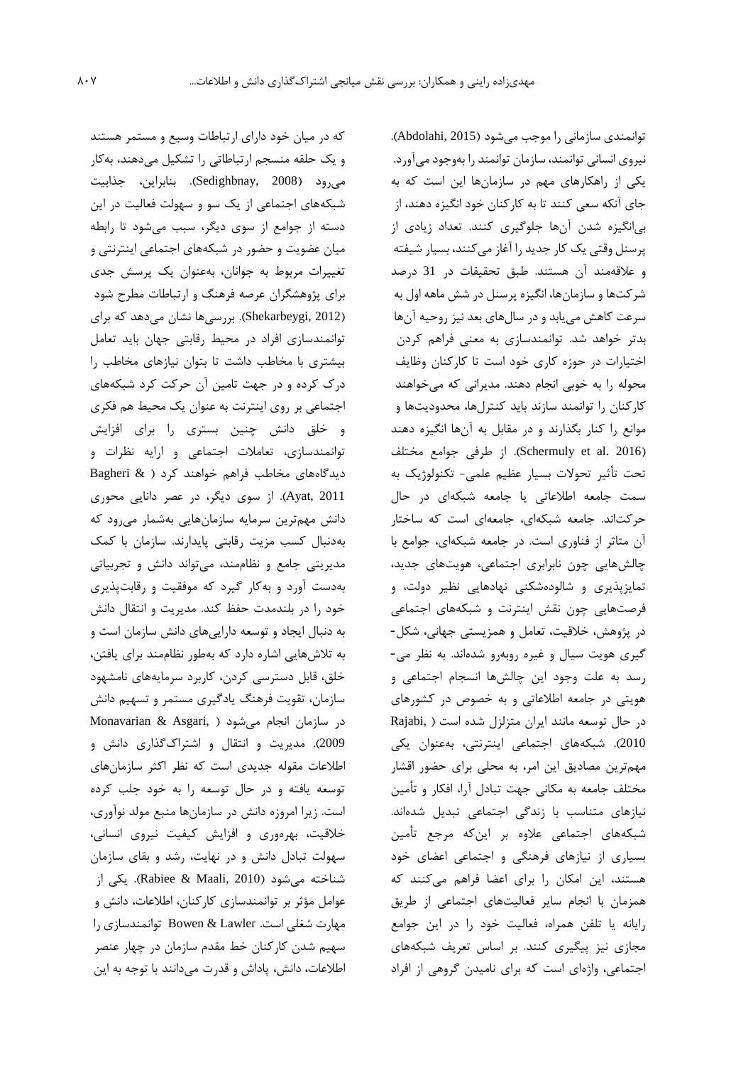توانمندی سازمانی را موجب می‌شود (Abdolahi, 2015). نیروی انسانی توانمند، سازمان توانمند را به‌وجود می‌آورد. یکی از راهکارهای مهم در سازمان‌ها این است که به جای آنکه سعی کنند تا به کارکنان خود انگیزه دهند، از بی‌انگیزه شدن آن‌ها جلوگیری کنند. تعداد زیادی از پرسنل وقتی یک کار جدید را آغاز می‌کنند، بسیار شیفته و علاقه‌مند آن هستند. طبق تحقیقات در 31 درصد شرکت‌ها و سازمان‌ها، انگیزه پرسنل در شش ماهه اول به سرعت کاهش می‌یابد و در سال‌های بعد نیز روحیه آن‌ها بدتر خواهد شد. توانمندسازی به معنی فراهم کردن اختیارات در حوزه کاری خود است تا کارکنان وظایف محوله را به خوبی انجام دهند. مدیرانی که می‌خواهند کارکنان را توانمند سازند باید کنترل‌ها، محدودیت‌ها و موانع را کنار بگذارند و در مقابل به آن‌ها انگیزه دهند (Schermuly et al. 2016). از طرفی جوامع مختلف تحت تأثیر تحولات بسیار عظیم علمی- تکنولوژیک به سمت جامعه اطلاعاتی یا جامعه شبکه‌ای در حال حرکت‌اند. جامعه شبکه‌ای، جامعه‌ای است که ساختار آن متاثر از فناوری است. در جامعه شبکه‌ای، جوامع با چالش‌هایی چون نابرابری اجتماعی، هویت‌های جدید، تمایزپذیری و شالوده‌شکنی نهادهایی نظیر دولت، و فرصت‌هایی چون نقش اینترنت و شبکه‌های اجتماعی در پژوهش، خلاقیت، تعامل و همزیستی جهانی، شکل‌گیری هویت سیال و غیره روبه‌رو شده‌اند. به نظر می‌رسد به علت وجود این چالش‌ها انسجام اجتماعی و هویتی در جامعه اطلاعاتی و به خصوص در کشورهای در حال توسعه مانند ایران متزلزل شده است ( Rajabi, 2010). شبکه‌های اجتماعی اینترنتی، به‌عنوان یکی مهم‌ترین مصادیق این امر، به محلی برای حضور اقشار مختلف جامعه به مکانی جهت تبادل آرا، افکار و تأمین نیازهای متناسب با زندگی اجتماعی تبدیل شده‌اند. شبکه‌های اجتماعی علاوه بر این‌که مرجع تأمین بسیاری از نیازهای فرهنگی و اجتماعی اعضای خود هستند، این امکان را برای اعضا فراهم می‌کنند که همزمان با انجام سایر فعالیت‌های اجتماعی از طریق رایانه یا تلفن همراه، فعالیت خود را در این جوامع مجازی نیز پیگیری کنند. بر اساس تعریف شبکه‌های اجتماعی، واژه‌ای است که برای نامیدن گروهی از افراد که در میان خود دارای ارتباطات وسیع و مستمر هستند و یک حلقه منسجم ارتباطاتی را تشکیل می‌دهند، به‌کار می‌رود (Sedighbnay, 2008). بنابراین، جذابیت شبکه‌های اجتماعی از یک سو و سهولت فعالیت در این دسته از جوامع از سوی دیگر، سبب می‌شود تا رابطه میان عضویت و حضور در شبکه‌های اجتماعی اینترنتی و تغییرات مربوط به جوانان، به‌عنوان یک پرسش جدی برای پژوهشگران عرصه فرهنگ و ارتباطات مطرح شود (Shekarbeygi, 2012). بررسی‌ها نشان می‌دهد که برای توانمندسازی افراد در محیط رقابتی جهان باید تعامل بیشتری با مخاطب داشت تا بتوان نیازهای مخاطب را درک کرده و در جهت تامین آن حرکت کرد شبکه‌های اجتماعی بر روی اینترنت به عنوان یک محیط هم فکری و خلق دانش چنین بستری را برای افزایش توانمندسازی، تعاملات اجتماعی و ارایه نظرات و دیدگاه‌های مخاطب فراهم خواهند کرد ( Bagheri & Ayat, 2011). از سوی دیگر، در عصر دانایی محوری دانش مهم‌ترین سرمایه سازمان‌هایی به‌شمار می‌رود که به‌دنبال کسب مزیت رقابتی پایدارند. سازمان با کمک مدیریتی جامع و نظام‌مند، می‌تواند دانش و تجربیاتی به‌دست آورد و به‌کار گیرد که موفقیت و رقابت‌پذیری خود را در بلندمدت حفظ کند. مدیریت و انتقال دانش به دنبال ایجاد و توسعه دارایی‌های دانش سازمان است و به تلاش‌هایی اشاره دارد که به‌طور نظام‌مند برای یافتن، خلق، قابل دسترسی کردن، کاربرد سرمایه‌های نامشهود سازمان، تقویت فرهنگ یادگیری مستمر و تسهیم دانش در سازمان انجام می‌شود ( Monavarian & Asgari, 2009). مدیریت و انتقال و اشتراک‌گذاری دانش و اطلاعات مقوله جدیدی است که نظر اکثر سازمان‌های توسعه یافته و در حال توسعه را به خود جلب کرده است. زیرا امروزه دانش در سازمان‌ها منبع مولد نوآوری، خلاقیت، بهره‌وری و افزایش کیفیت نیروی انسانی، سهولت تبادل دانش و در نهایت، رشد و بقای سازمان شناخته می‌شود (Rabiee & Maali, 2010). یکی از عوامل مؤثر بر توانمندسازی کارکنان، اطلاعات، دانش و مهارت شغلی است. Bowen & Lawler توانمندسازی را سهیم شدن کارکنان خط مقدم سازمان در چهار عنصر اطلاعات، دانش، پاداش و قدرت می‌دانند با توجه به این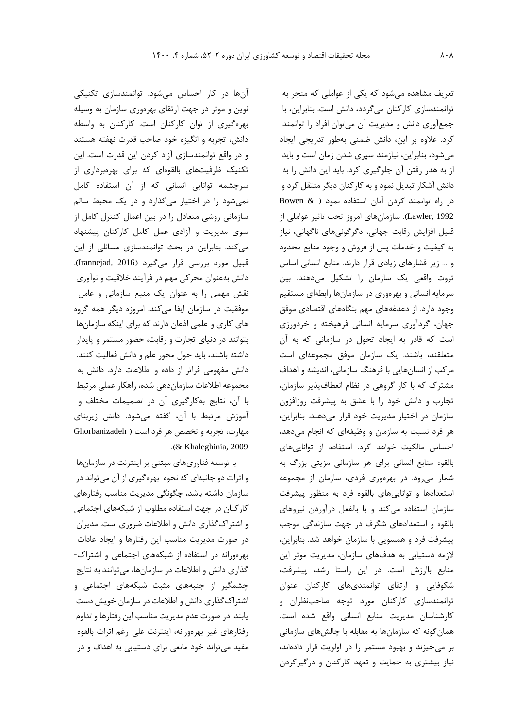تعریف مشاهده می‌شود که یکی از عواملی که منجر به توانمندسازی کارکنان می‌گردد، دانش است. بنابراین، با جمع‌آوری دانش و مدیریت آن می‌توان افراد را توانمند کرد. علاوه بر این، دانش ضمنی به‌طور تدریجی ایجاد می‌شود، بنابراین، نیازمند سپری شدن زمان است و باید از به هدر رفتن آن جلوگیری کرد. باید این دانش را به دانش آشکار تبدیل نمود و به کارکنان دیگر منتقل کرد و در راه توانمند کردن آنان استفاده نمود (Bowen & Lawler, 1992). سازمان‌های امروز تحت تاثیر عواملی از قبیل افزایش رقابت جهانی، دگرگونی‌های ناگهانی، نیاز به کیفیت و خدمات پس از فروش و وجود منابع محدود و ... زیر فشارهای زیادی قرار دارند. منابع انسانی اساس ثروت واقعی یک سازمان را تشکیل می‌دهند. بین سرمایه انسانی و بهره‌وری در سازمان‌ها رابطه‌ای مستقیم وجود دارد. از دغدغه‌های مهم بنگاه‌های اقتصادی موفق جهان، گردآوری سرمایه انسانی فرهیخته و خردورزی است که قادر به ایجاد تحول در سازمانی که به آن متعلقند، باشند. یک سازمان موفق مجموعه‌ای است مرکب از انسان‌هایی با فرهنگ سازمانی، اندیشه و اهداف مشترک که با کار گروهی در نظام انعطاف‌پذیر سازمان، تجارب و دانش خود را با عشق به پیشرفت روزافزون سازمان در اختیار مدیریت خود قرار می‌دهند. بنابراین، هر فرد نسبت به سازمان و وظیفه‌ای که انجام می‌دهد، احساس مالکیت خواهد کرد. استفاده از توانایی‌های بالقوه منابع انسانی برای هر سازمانی مزیتی بزرگ به شمار می‌رود. در بهره‌وری فردی، سازمان از مجموعه استعدادها و توانایی‌های بالقوه فرد به منظور پیشرفت سازمان استفاده می‌کند و با بالفعل درآوردن نیروهای بالقوه و استعدادهای شگرف در جهت سازندگی موجب پیشرفت فرد و همسویی با سازمان خواهد شد. بنابراین، لازمه دستیابی به هدف‌های سازمان، مدیریت موثر این منابع باارزش است. در این راستا رشد، پیشرفت، شکوفایی و ارتقای توانمندی‌های کارکنان عنوان توانمندسازی کارکنان مورد توجه صاحب‌نظران و کارشناسان مدیریت منابع انسانی واقع شده است. همان‌گونه که سازمان‌ها به مقابله با چالش‌های سازمانی بر می‌خیزند و بهبود مستمر را در اولویت قرار داده‌اند، نیاز بیشتری به حمایت و تعهد کارکنان و درگیرکردن آن‌ها در کار احساس می‌شود. توانمندسازی تکنیکی نوین و موثر در جهت ارتقای بهره‌وری سازمان به وسیله بهره‌گیری از توان کارکنان است. کارکنان به واسطه دانش، تجربه و انگیزه خود صاحب قدرت نهفته هستند و در واقع توانمندسازی آزاد کردن این قدرت است. این تکنیک ظرفیت‌های بالقوه‌ای که برای بهره‌برداری از سرچشمه توانایی انسانی که از آن استفاده کامل نمی‌شود را در اختیار می‌گذارد و در یک محیط سالم سازمانی روشی متعادل را در بین اعمال کنترل کامل از سوی مدیریت و آزادی عمل کامل کارکنان پیشنهاد می‌کند. بنابراین در بحث توانمندسازی مسائلی از این قبیل مورد بررسی قرار می‌گیرد (Irannejad, 2016). دانش به‌عنوان محرکی مهم در فرآیند خلاقیت و نوآوری نقش مهمی را به عنوان یک منبع سازمانی و عامل موفقیت در سازمان ایفا می‌کند. امروزه دیگر همه گروه های کاری و علمی اذعان دارند که برای اینکه سازمان‌ها بتوانند در دنیای تجارت و رقابت، حضور مستمر و پایدار داشته باشند، باید حول محور علم و دانش فعالیت کنند. دانش مفهومی فراتر از داده و اطلاعات دارد. دانش به مجموعه اطلاعات سازمان‌دهی شده، راهکار عملی مرتبط با آن، نتایج به‌کارگیری آن در تصمیمات مختلف و آموزش مرتبط با آن، گفته می‌شود. دانش زیربنای مهارت، تجربه و تخصص هر فرد است (Ghorbanizadeh & Khaleghinia, 2009).

با توسعه فناوری‌های مبتنی بر اینترنت در سازمان‌ها و اثرات دو جانبه‌ای که نحوه بهره‌گیری از آن می‌تواند در سازمان داشته باشد، چگونگی مدیریت مناسب رفتارهای کارکنان در جهت استفاده مطلوب از شبکه‌های اجتماعی و اشتراک‌گذاری دانش و اطلاعات ضروری است. مدیران در صورت مدیریت مناسب این رفتارها و ایجاد عادات بهره‌ورانه در استفاده از شبکه‌های اجتماعی و اشتراک-گذاری دانش و اطلاعات در سازمان‌ها، می‌توانند به نتایج چشمگیر از جنبه‌های مثبت شبکه‌های اجتماعی و اشتراک‌گذاری دانش و اطلاعات در سازمان خویش دست یابند. در صورت عدم مدیریت مناسب این رفتارها و تداوم رفتارهای غیر بهره‌ورانه، اینترنت علی رغم اثرات بالقوه مفید می‌تواند خود مانعی برای دستیابی به اهداف و در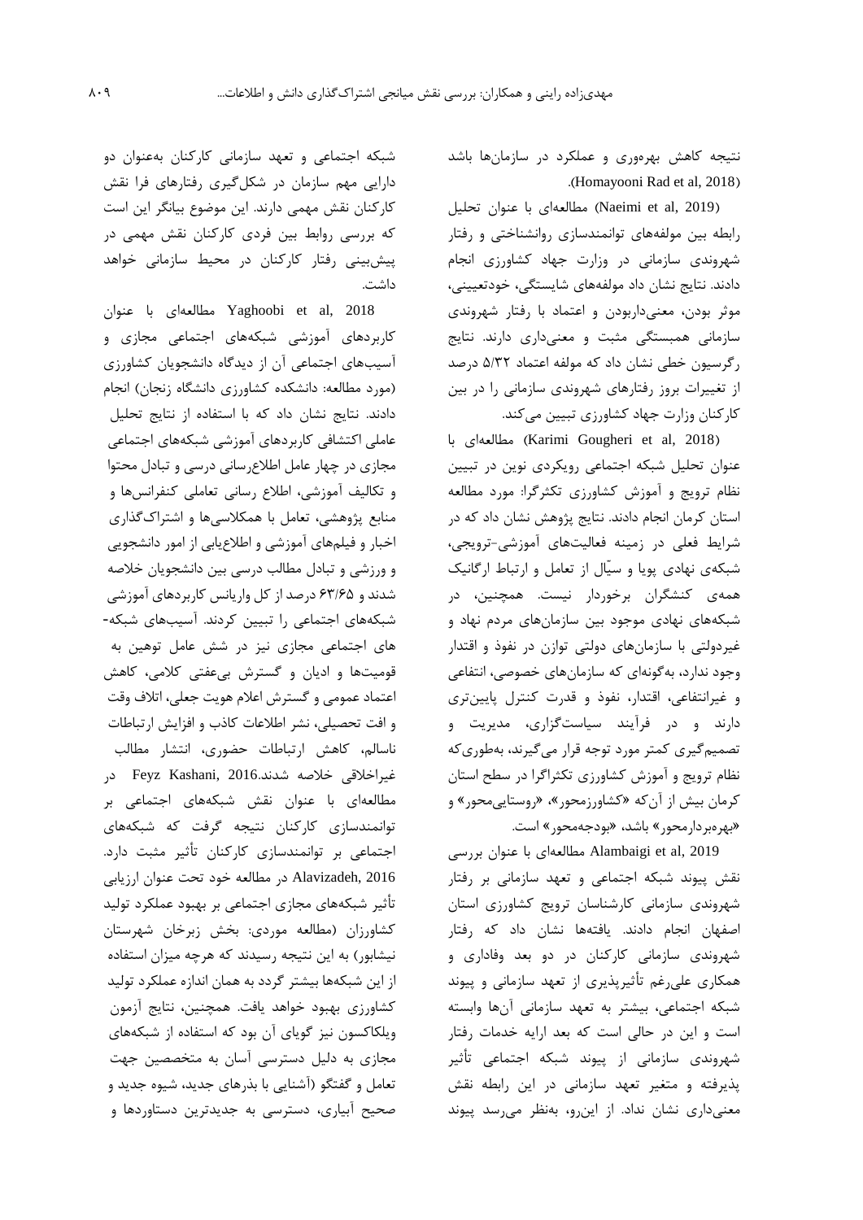نتیجه کاهش بهره‌وری و عملکرد در سازمان‌ها باشد (Homayooni Rad et al, 2018).

(Naeimi et al, 2019) مطالعه‌ای با عنوان تحلیل رابطه بین مولفه‌های توانمندسازی روانشناختی و رفتار شهروندی سازمانی در وزارت جهاد کشاورزی انجام دادند. نتایج نشان داد مولفه‌های شایستگی، خودتعیینی، موثر بودن، معنی‌داربودن و اعتماد با رفتار شهروندی سازمانی همبستگی مثبت و معنی‌داری دارند. نتایج رگرسیون خطی نشان داد که مولفه اعتماد ۵/۳۲ درصد از تغییرات بروز رفتارهای شهروندی سازمانی را در بین کارکنان وزارت جهاد کشاورزی تبیین می‌کند.

(Karimi Gougheri et al, 2018) مطالعه‌ای با عنوان تحلیل شبکه اجتماعی رویکردی نوین در تبیین نظام ترویج و آموزش کشاورزی تکثرگرا: مورد مطالعه استان کرمان انجام دادند. نتایج پژوهش نشان داد که در شرایط فعلی در زمینه فعالیت‌های آموزشی-ترویجی، شبکه‌ی نهادی پویا و سیّال از تعامل و ارتباط ارگانیک همه‌ی کنشگران برخوردار نیست. همچنین، در شبکه‌های نهادی موجود بین سازمان‌های مردم نهاد و غیردولتی با سازمان‌های دولتی توازن در نفوذ و اقتدار وجود ندارد، به‌گونه‌ای که سازمان‌های خصوصی، انتفاعی و غیرانتفاعی، اقتدار، نفوذ و قدرت کنترل پایین‌تری دارند و در فرآیند سیاست‌گزاری، مدیریت و تصمیم‌گیری کمتر مورد توجه قرار می‌گیرند، به‌طوری‌که نظام ترویج و آموزش کشاورزی تکثراگرا در سطح استان کرمان بیش از آن‌که «کشاورزمحور»، «روستایی‌محور» و «بهره‌بردارمحور» باشد، «بودجه‌محور» است.

Alambaigi et al, 2019 مطالعه‌ای با عنوان بررسی نقش پیوند شبکه اجتماعی و تعهد سازمانی بر رفتار شهروندی سازمانی کارشناسان ترویج کشاورزی استان اصفهان انجام دادند. یافته‌ها نشان داد که رفتار شهروندی سازمانی کارکنان در دو بعد وفاداری و همکاری علی‌رغم تأثیرپذیری از تعهد سازمانی و پیوند شبکه اجتماعی، بیشتر به تعهد سازمانی آن‌ها وابسته است و این در حالی است که بعد ارایه خدمات رفتار شهروندی سازمانی از پیوند شبکه اجتماعی تأثیر پذیرفته و متغیر تعهد سازمانی در این رابطه نقش معنی‌داری نشان نداد. از این‌رو، به‌نظر می‌رسد پیوند شبکه اجتماعی و تعهد سازمانی کارکنان به‌عنوان دو دارایی مهم سازمان در شکل‌گیری رفتارهای فرا نقش کارکنان نقش مهمی دارند. این موضوع بیانگر این است که بررسی روابط بین فردی کارکنان نقش مهمی در پیش‌بینی رفتار کارکنان در محیط سازمانی خواهد داشت.

Yaghoobi et al, 2018 مطالعه‌ای با عنوان کاربردهای آموزشی شبکه‌های اجتماعی مجازی و آسیب‌های اجتماعی آن از دیدگاه دانشجویان کشاورزی (مورد مطالعه: دانشکده کشاورزی دانشگاه زنجان) انجام دادند. نتایج نشان داد که با استفاده از نتایج تحلیل عاملی اکتشافی کاربردهای آموزشی شبکه‌های اجتماعی مجازی در چهار عامل اطلاع‌رسانی درسی و تبادل محتوا و تکالیف آموزشی، اطلاع رسانی تعاملی کنفرانس‌ها و منابع پژوهشی، تعامل با همکلاسی‌ها و اشتراک‌گذاری اخبار و فیلم‌های آموزشی و اطلاع‌یابی از امور دانشجویی و ورزشی و تبادل مطالب درسی بین دانشجویان خلاصه شدند و ۶۳/۶۵ درصد از کل واریانس کاربردهای آموزشی شبکه‌های اجتماعی را تبیین کردند. آسیب‌های شبکه-های اجتماعی مجازی نیز در شش عامل توهین به قومیت‌ها و ادیان و گسترش بی‌عفتی کلامی، کاهش اعتماد عمومی و گسترش اعلام هویت جعلی، اتلاف وقت و افت تحصیلی، نشر اطلاعات کاذب و افزایش ارتباطات ناسالم، کاهش ارتباطات حضوری، انتشار مطالب غیراخلاقی خلاصه شدند.Feyz Kashani, 2016 در مطالعه‌ای با عنوان نقش شبکه‌های اجتماعی بر توانمندسازی کارکنان نتیجه گرفت که شبکه‌های اجتماعی بر توانمندسازی کارکنان تأثیر مثبت دارد. Alavizadeh, 2016 در مطالعه خود تحت عنوان ارزیابی تأثیر شبکه‌های مجازی اجتماعی بر بهبود عملکرد تولید کشاورزان (مطالعه موردی: بخش زبرخان شهرستان نیشابور) به این نتیجه رسیدند که هرچه میزان استفاده از این شبکه‌ها بیشتر گردد به همان اندازه عملکرد تولید کشاورزی بهبود خواهد یافت. همچنین، نتایج آزمون ویلکاکسون نیز گویای آن بود که استفاده از شبکه‌های مجازی به دلیل دسترسی آسان به متخصصین جهت تعامل و گفتگو (آشنایی با بذرهای جدید، شیوه جدید و صحیح آبیاری، دسترسی به جدیدترین دستاوردها و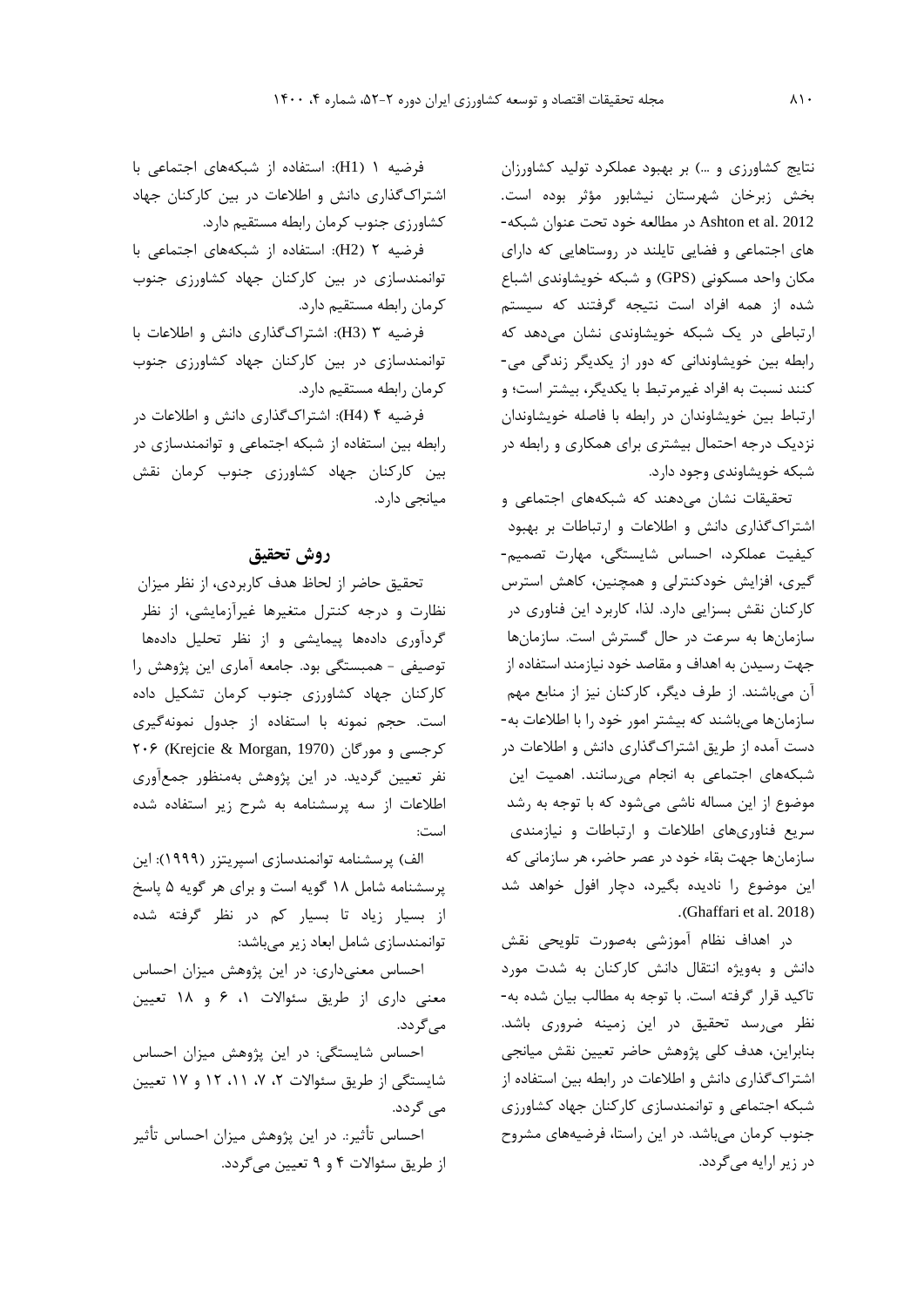نتایج کشاورزی و ...) بر بهبود عملکرد تولید کشاورزان بخش زبرخان شهرستان نیشابور مؤثر بوده است. Ashton et al. 2012 در مطالعه خود تحت عنوان شبکه-های اجتماعی و فضایی تایلند در روستاهایی که دارای مکان واحد مسکونی (GPS) و شبکه خویشاوندی اشباع شده از همه افراد است نتیجه گرفتند که سیستم ارتباطی در یک شبکه خویشاوندی نشان می‌دهد که رابطه بین خویشاوندانی که دور از یکدیگر زندگی می-کنند نسبت به افراد غیرمرتبط با یکدیگر، بیشتر است؛ و ارتباط بین خویشاوندان در رابطه با فاصله خویشاوندان نزدیک درجه احتمال بیشتری برای همکاری و رابطه در شبکه خویشاوندی وجود دارد.

تحقیقات نشان می‌دهند که شبکه‌های اجتماعی و اشتراک‌گذاری دانش و اطلاعات و ارتباطات بر بهبود کیفیت عملکرد، احساس شایستگی، مهارت تصمیم-گیری، افزایش خودکنترلی و همچنین، کاهش استرس کارکنان نقش بسزایی دارد. لذا، کاربرد این فناوری در سازمان‌ها به سرعت در حال گسترش است. سازمان‌ها جهت رسیدن به اهداف و مقاصد خود نیازمند استفاده از آن می‌باشند. از طرف دیگر، کارکنان نیز از منابع مهم سازمان‌ها می‌باشند که بیشتر امور خود را با اطلاعات به-دست آمده از طریق اشتراک‌گذاری دانش و اطلاعات در شبکه‌های اجتماعی به انجام می‌رسانند. اهمیت این موضوع از این مساله ناشی می‌شود که با توجه به رشد سریع فناوری‌های اطلاعات و ارتباطات و نیازمندی سازمان‌ها جهت بقاء خود در عصر حاضر، هر سازمانی که این موضوع را نادیده بگیرد، دچار افول خواهد شد (Ghaffari et al. 2018).

در اهداف نظام آموزشی به‌صورت تلویحی نقش دانش و به‌ویژه انتقال دانش کارکنان به شدت مورد تاکید قرار گرفته است. با توجه به مطالب بیان شده به-نظر می‌رسد تحقیق در این زمینه ضروری باشد. بنابراین، هدف کلی پژوهش حاضر تعیین نقش میانجی اشتراک‌گذاری دانش و اطلاعات در رابطه بین استفاده از شبکه اجتماعی و توانمندسازی کارکنان جهاد کشاورزی جنوب کرمان می‌باشد. در این راستا، فرضیه‌های مشروح در زیر ارایه می‌گردد.

فرضیه ۱ (H1): استفاده از شبکه‌های اجتماعی با اشتراک‌گذاری دانش و اطلاعات در بین کارکنان جهاد کشاورزی جنوب کرمان رابطه مستقیم دارد.

فرضیه ۲ (H2): استفاده از شبکه‌های اجتماعی با توانمندسازی در بین کارکنان جهاد کشاورزی جنوب کرمان رابطه مستقیم دارد.

فرضیه ۳ (H3): اشتراک‌گذاری دانش و اطلاعات با توانمندسازی در بین کارکنان جهاد کشاورزی جنوب کرمان رابطه مستقیم دارد.

فرضیه ۴ (H4): اشتراک‌گذاری دانش و اطلاعات در رابطه بین استفاده از شبکه اجتماعی و توانمندسازی در بین کارکنان جهاد کشاورزی جنوب کرمان نقش میانجی دارد.

## روش تحقیق

تحقیق حاضر از لحاظ هدف کاربردی، از نظر میزان نظارت و درجه کنترل متغیرها غیرآزمایشی، از نظر گردآوری داده‌ها پیمایشی و از نظر تحلیل داده‌ها توصیفی - همبستگی بود. جامعه آماری این پژوهش را کارکنان جهاد کشاورزی جنوب کرمان تشکیل داده است. حجم نمونه با استفاده از جدول نمونه‌گیری کرجسی و مورگان (Krejcie & Morgan, 1970) ۲۰۶ نفر تعیین گردید. در این پژوهش به‌منظور جمع‌آوری اطلاعات از سه پرسشنامه به شرح زیر استفاده شده است:

الف) پرسشنامه توانمندسازی اسپریتزر (۱۹۹۹): این پرسشنامه شامل ۱۸ گویه است و برای هر گویه ۵ پاسخ از بسیار زیاد تا بسیار کم در نظر گرفته شده توانمندسازی شامل ابعاد زیر می‌باشد:

احساس معنی‌داری: در این پژوهش میزان احساس معنی داری از طریق سئوالات ۱، ۶ و ۱۸ تعیین می‌گردد.

احساس شایستگی: در این پژوهش میزان احساس شایستگی از طریق سئوالات ۲، ۷، ۱۱، ۱۲ و ۱۷ تعیین می گردد.

احساس تأثیر: در این پژوهش میزان احساس تأثیر از طریق سئوالات ۴ و ۹ تعیین می‌گردد.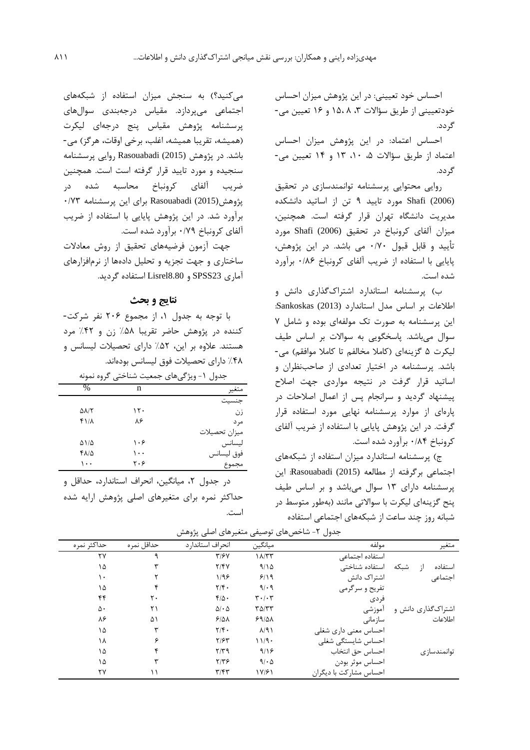احساس خود تعیینی: در این پژوهش میزان احساس خودتعیینی از طریق سؤالات ۳، ۸، ۱۵ و ۱۶ تعیین می‌گردد.

احساس اعتماد: در این پژوهش میزان احساس اعتماد از طریق سؤالات ۵، ۱۰، ۱۳ و ۱۴ تعیین می‌گردد.

روایی محتوایی پرسشنامه توانمندسازی در تحقیق Shafi (2006) مورد تایید ۹ تن از اساتید دانشکده مدیریت دانشگاه تهران قرار گرفته است. همچنین، میزان آلفای کرونباخ در تحقیق Shafi (2006) مورد تأیید و قابل قبول ۰/۷۰ می باشد. در این پژوهش، پایایی با استفاده از ضریب آلفای کرونباخ ۰/۸۶ برآورد شده است.

ب) پرسشنامه استاندارد اشتراک‌گذاری دانش و اطلاعات بر اساس مدل استاندارد Sankoskas (2013): این پرسشنامه به صورت تک مولفه‌ای بوده و شامل ۷ سوال می‌باشد. پاسخگویی به سوالات بر اساس طیف لیکرت ۵ گزینه‌ای (کاملا مخالفم تا کاملا موافقم) می‌باشد. پرسشنامه در اختیار تعدادی از صاحب‌نظران و اساتید قرار گرفت در نتیجه مواردی جهت اصلاح پیشنهاد گردید و سرانجام پس از اعمال اصلاحات در پاره‌ای از موارد پرسشنامه نهایی مورد استفاده قرار گرفت. در این پژوهش پایایی با استفاده از ضریب آلفای کرونباخ ۰/۸۴ برآورد شده است.

ج) پرسشنامه استاندارد میزان استفاده از شبکه‌های اجتماعی برگرفته از مطالعه Rasouabadi (2015): این پرسشنامه دارای ۱۳ سوال می‌باشد و بر اساس طیف پنج گزینه‌ای لیکرت با سوالاتی مانند (به‌طور متوسط در شبانه روز چند ساعت از شبکه‌های اجتماعی استفاده می‌کنید؟) به سنجش میزان استفاده از شبکه‌های اجتماعی می‌پردازد. مقیاس درجه‌بندی سوال‌های پرسشنامه پژوهش مقیاس پنج درجه‌ای لیکرت (همیشه، تقریبا همیشه، اغلب، برخی اوقات، هرگز) می‌باشد. در پژوهش Rasouabadi (2015) روایی پرسشنامه سنجیده و مورد تایید قرار گرفته است است. همچنین ضریب آلفای کرونباخ محاسبه شده در پژوهش(2015) Rasouabadi برای این پرسشنامه ۰/۷۳ برآورد شد. در این پژوهش پایایی با استفاده از ضریب آلفای کرونباخ ۰/۷۹ برآورد شده است.

جهت آزمون فرضیه‌های تحقیق از روش معادلات ساختاری و جهت تجزیه و تحلیل داده‌ها از نرم‌افزارهای آماری SPSS23 و Lisrel8.80 استفاده گردید.

## نتایج و بحث

با توجه به جدول ۱، از مجموع ۲۰۶ نفر شرکت‌کننده در پژوهش حاضر تقریبا ۵۸٪ زن و ۴۲٪ مرد هستند. علاوه بر این، ۵۲٪ دارای تحصیلات لیسانس و ۴۸٪ دارای تحصیلات فوق لیسانس بوده‌اند.

جدول ۱- ویژگی‌های جمعیت شناختی گروه نمونه

| متغیر | n | % |
|---|---|---|
| جنسیت | | |
| زن | ۱۲۰ | ۵۸/۲ |
| مرد | ۸۶ | ۴۱/۸ |
| میزان تحصیلات | | |
| لیسانس | ۱۰۶ | ۵۱/۵ |
| فوق لیسانس | ۱۰۰ | ۴۸/۵ |
| مجموع | ۲۰۶ | ۱۰۰ |

در جدول ۲، میانگین، انحراف استاندارد، حداقل و حداکثر نمره برای متغیرهای اصلی پژوهش ارایه شده است.

جدول ۲- شاخص‌های توصیفی متغیرهای اصلی پژوهش

| متغیر | مولفه | میانگین | انحراف استاندارد | حداقل نمره | حداکثر نمره |
|---|---|---|---|---|---|
| استفاده از شبکه اجتماعی | استفاده اجتماعی | ۱۸/۳۳ | ۳/۶۷ | ۹ | ۲۷ |
| | استفاده شناختی | ۹/۱۵ | ۲/۴۷ | ۳ | ۱۵ |
| | اشتراک دانش | ۶/۱۹ | ۱/۹۶ | ۲ | ۱۰ |
| | تفریح و سرگرمی | ۹/۰۹ | ۲/۴۰ | ۴ | ۱۵ |
| اشتراک‌گذاری دانش و اطلاعات | فردی | ۳۰/۰۳ | ۴/۵۰ | ۲۰ | ۴۴ |
| | آموزشی | ۳۵/۳۳ | ۵/۰۵ | ۲۱ | ۵۰ |
| | سازمانی | ۶۹/۵۸ | ۶/۵۸ | ۵۱ | ۸۶ |
| توانمندسازی | احساس معنی داری شغلی | ۸/۹۱ | ۲/۴۰ | ۳ | ۱۵ |
| | احساس شایستگی شغلی | ۱۱/۹۰ | ۲/۶۳ | ۶ | ۱۸ |
| | احساس حق انتخاب | ۹/۱۶ | ۲/۳۹ | ۴ | ۱۵ |
| | احساس موثر بودن | ۹/۰۵ | ۲/۳۶ | ۳ | ۱۵ |
| | احساس مشارکت با دیگران | ۱۷/۶۱ | ۳/۴۳ | ۱۱ | ۲۷ |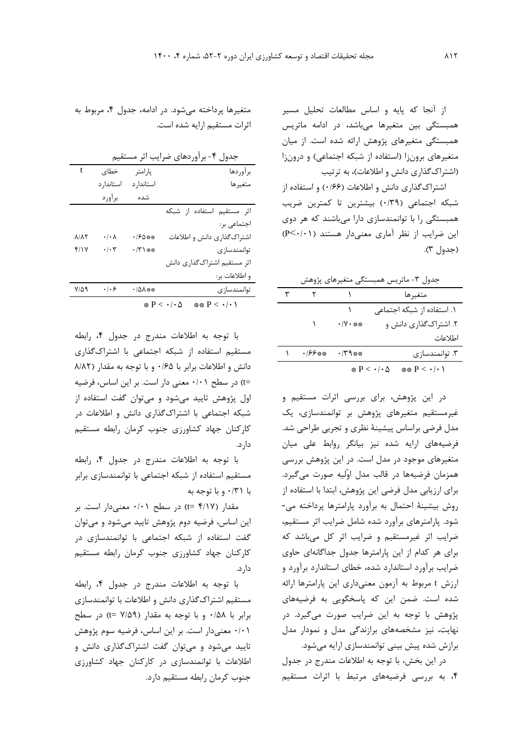از آنجا که پایه و اساس مطالعات تحلیل مسیر همبستگی بین متغیرها می‌باشد، در ادامه ماتریس همبستگی متغیرهای پژوهش ارائه شده است. از میان متغیرهای برون‌زا (استفاده از شبکه اجتماعی) و درون‌زا (اشتراک‌گذاری دانش و اطلاعات)، به ترتیب اشتراک‌گذاری دانش و اطلاعات (۰/۶۶) و استفاده از شبکه اجتماعی (۰/۳۹) بیشترین تا کمترین ضریب همبستگی را با توانمندسازی دارا می‌باشند که هر دوی این ضرایب از نظر آماری معنی‌دار هستند ($P<0.01$) (جدول ۳).

جدول ۳- ماتریس همبستگی متغیرهای پژوهش

| متغیرها | ۱ | ۲ | ۳ |
|---|---|---|---|
| ۱. استفاده از شبکه اجتماعی | ۱ | | |
| ۲. اشتراک‌گذاری دانش و اطلاعات | \*\*۰/۷۰ | ۱ | |
| ۳. توانمندسازی | \*\*۰/۳۹ | \*\*۰/۶۶ | ۱ |

\* $P < 0.05$ &nbsp;&nbsp; \*\* $P < 0.01$

در این پژوهش، برای بررسی اثرات مستقیم و غیرمستقیم متغیرهای پژوهش بر توانمندسازی، یک مدل فرضی براساس پیشینهٔ نظری و تجربی طراحی شد. فرضیه‌های ارایه شده نیز بیانگر روابط علی میان متغیرهای موجود در مدل است. در این پژوهش بررسی همزمان فرضیه‌ها در قالب مدل اوّلیه صورت می‌گیرد. برای ارزیابی مدل فرضی این پژوهش، ابتدا با استفاده از روش بیشینهٔ احتمال به برآورد پارامترها پرداخته می‌شود. پارامترهای برآورد شده شامل ضرایب اثر مستقیم، ضرایب اثر غیرمستقیم و ضرایب اثر کل می‌باشد که برای هر کدام از این پارامترها جدول جداگانه‌ای حاوی ضرایب برآورد استاندارد شده، خطای استاندارد برآورد و ارزش t مربوط به آزمون معنی‌داری این پارامترها ارائه شده است. ضمن این که پاسخگویی به فرضیه‌های پژوهش با توجه به این ضرایب صورت می‌گیرد. در نهایت، نیز مشخصه‌های برازندگی مدل و نمودار مدل برازش شده پیش بینی توانمندسازی ارایه می‌شود.

در این بخش، با توجه به اطلاعات مندرج در جدول ۴، به بررسی فرضیه‌های مرتبط با اثرات مستقیم متغیرها پرداخته می‌شود. در ادامه، جدول ۴، مربوط به اثرات مستقیم ارایه شده است.

جدول ۴- برآوردهای ضرایب اثر مستقیم

| برآوردها متغیرها | پارامتر استاندارد شده | خطای استاندارد برآورد | t |
|---|---|---|---|
| اثر مستقیم استفاده از شبکه اجتماعی بر: | | | |
| اشتراک‌گذاری دانش و اطلاعات | \*\*۰/۶۵ | ۰/۰۸ | ۸/۸۲ |
| توانمندسازی | \*\*۰/۳۱ | ۰/۰۳ | ۴/۱۷ |
| اثر مستقیم اشتراک‌گذاری دانش و اطلاعات بر: | | | |
| توانمندسازی | \*\*۰/۵۸ | ۰/۰۶ | ۷/۵۹ |

\* $P < 0.05$ &nbsp;&nbsp; \*\* $P < 0.01$

با توجه به اطلاعات مندرج در جدول ۴، رابطه مستقیم استفاده از شبکه اجتماعی با اشتراک‌گذاری دانش و اطلاعات برابر با ۰/۶۵ و با توجه به مقدار (۸/۸۲ =t) در سطح ۰/۰۱ معنی دار است. بر این اساس، فرضیه اول پژوهش تایید می‌شود و می‌توان گفت استفاده از شبکه اجتماعی با اشتراک‌گذاری دانش و اطلاعات در کارکنان جهاد کشاورزی جنوب کرمان رابطه مستقیم دارد.

با توجه به اطلاعات مندرج در جدول ۴، رابطه مستقیم استفاده از شبکه اجتماعی با توانمندسازی برابر با ۰/۳۱ و با توجه به مقدار (۴/۱۷ =t) در سطح ۰/۰۱ معنی‌دار است. بر این اساس، فرضیه دوم پژوهش تایید می‌شود و می‌توان گفت استفاده از شبکه اجتماعی با توانمندسازی در کارکنان جهاد کشاورزی جنوب کرمان رابطه مستقیم دارد.

با توجه به اطلاعات مندرج در جدول ۴، رابطه مستقیم اشتراک‌گذاری دانش و اطلاعات با توانمندسازی برابر با ۰/۵۸ و با توجه به مقدار (۷/۵۹ =t) در سطح ۰/۰۱ معنی‌دار است. بر این اساس، فرضیه سوم پژوهش تایید می‌شود و می‌توان گفت اشتراک‌گذاری دانش و اطلاعات با توانمندسازی در کارکنان جهاد کشاورزی جنوب کرمان رابطه مستقیم دارد.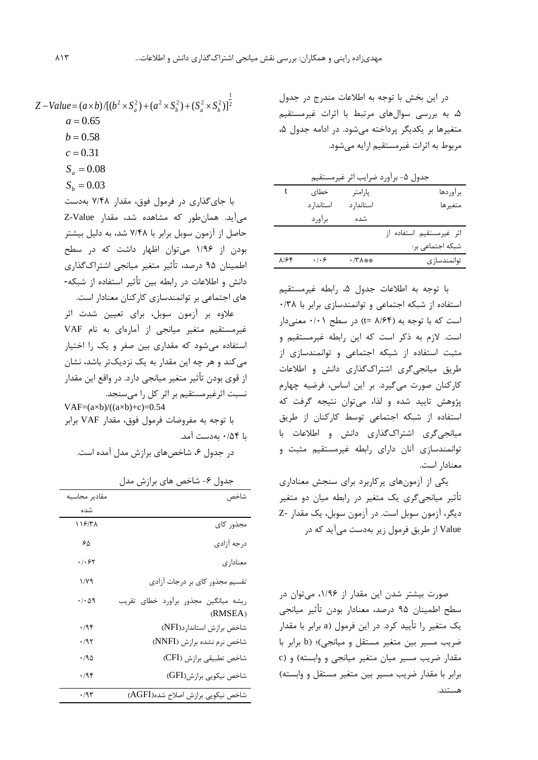در این بخش با توجه به اطلاعات مندرج در جدول ۵، به بررسی سوال‌های مرتبط با اثرات غیرمستقیم متغیرها بر یکدیگر پرداخته می‌شود. در ادامه جدول ۵، مربوط به اثرات غیرمستقیم ارایه می‌شود.

جدول ۵- برآورد ضرایب اثر غیرمستقیم

| برآوردها متغیرها | پارامتر استاندارد شده | خطای استاندارد برآورد | t |
|---|---|---|---|
| اثر غیرمستقیم استفاده از شبکه اجتماعی بر: | | | |
| توانمندسازی | \*\*۰/۳۸ | ۰/۰۶ | ۸/۶۴ |

با توجه به اطلاعات جدول ۵، رابطه غیرمستقیم استفاده از شبکه اجتماعی و توانمندسازی برابر با ۰/۳۸ است که با توجه به (t= ۸/۶۴) در سطح ۰/۰۱ معنی‌دار است. لازم به ذکر است که این رابطه غیرمستقیم و مثبت استفاده از شبکه اجتماعی و توانمندسازی از طریق میانجی‌گری اشتراک‌گذاری دانش و اطلاعات کارکنان صورت می‌گیرد. بر این اساس، فرضیه چهارم پژوهش تایید شده و لذا، می‌توان نتیجه گرفت که استفاده از شبکه اجتماعی توسط کارکنان از طریق میانجی‌گری اشتراک‌گذاری دانش و اطلاعات با توانمندسازی آنان دارای رابطه غیرمستقیم مثبت و معنادار است.

یکی از آزمون‌های پرکاربرد برای سنجش معناداری تأثیر میانجی‌گری یک متغیر در رابطه میان دو متغیر دیگر، آزمون سوبل است. در آزمون سوبل، یک مقدار Z-Value از طریق فرمول زیر به‌دست می‌آید که در

صورت بیشتر شدن این مقدار از ۱/۹۶، می‌توان در سطح اطمینان ۹۵ درصد، معنادار بودن تأثیر میانجی یک متغیر را تأیید کرد. در این فرمول (a برابر با مقدار ضریب مسیر بین متغیر مستقل و میانجی)؛ (b برابر با مقدار ضریب مسیر میان متغیر میانجی و وابسته) و (c برابر با مقدار ضریب مسیر بین متغیر مستقل و وابسته) هستند.

$$Z-Value=(a\times b)/[(b^2\times S_a^2)+(a^2\times S_b^2)+(S_a^2\times S_b^2)]^{\frac{1}{2}}$$

$$a=0.65$$

$$b=0.58$$

$$c=0.31$$

$$S_a=0.08$$

$$S_b=0.03$$

با جای‌گذاری در فرمول فوق، مقدار ۷/۴۸ به‌دست می‌آید. همان‌طور که مشاهده شد، مقدار Z-Value حاصل از آزمون سوبل برابر با ۷/۴۸ شد، به دلیل بیشتر بودن از ۱/۹۶ می‌توان اظهار داشت که در سطح اطمینان ۹۵ درصد، تأثیر متغیر میانجی اشتراک‌گذاری دانش و اطلاعات در رابطه بین تأثیر استفاده از شبکه‌های اجتماعی بر توانمندسازی کارکنان معنادار است.

علاوه بر آزمون سوبل، برای تعیین شدت اثر غیرمستقیم متغیر میانجی از آماره‌ای به نام VAF استفاده می‌شود که مقداری بین صفر و یک را اختیار می‌کند و هر چه این مقدار به یک نزدیک‌تر باشد، نشان از قوی بودن تأثیر متغیر میانجی دارد. در واقع این مقدار نسبت اثرغیرمستقیم بر اثر کل را می‌سنجد.

$$VAF=(a\times b)/((a\times b)+c)=0.54$$

با توجه به مفروضات فرمول فوق، مقدار VAF برابر با ۰/۵۴ به‌دست آمد.

در جدول ۶، شاخص‌های برازش مدل آمده است.

جدول ۶- شاخص های برازش مدل

| شاخص | مقادیر محاسبه شده |
|---|---|
| مجذور کای | ۱۱۶/۳۸ |
| درجه آزادی | ۶۵ |
| معناداری | ۰/۰۶۲ |
| تقسیم مجذور کای بر درجات آزادی | ۱/۷۹ |
| ریشه میانگین مجذور برآورد خطای تقریب (RMSEA) | ۰/۰۵۹ |
| شاخص برازش استاندارد(NFI) | ۰/۹۴ |
| شاخص نرم نشده برازش (NNFI) | ۰/۹۲ |
| شاخص تطبیقی برازش (CFI) | ۰/۹۵ |
| شاخص نیکویی برازش(GFI) | ۰/۹۴ |
| شاخص نیکویی برازش اصلاح شده(AGFI) | ۰/۹۳ |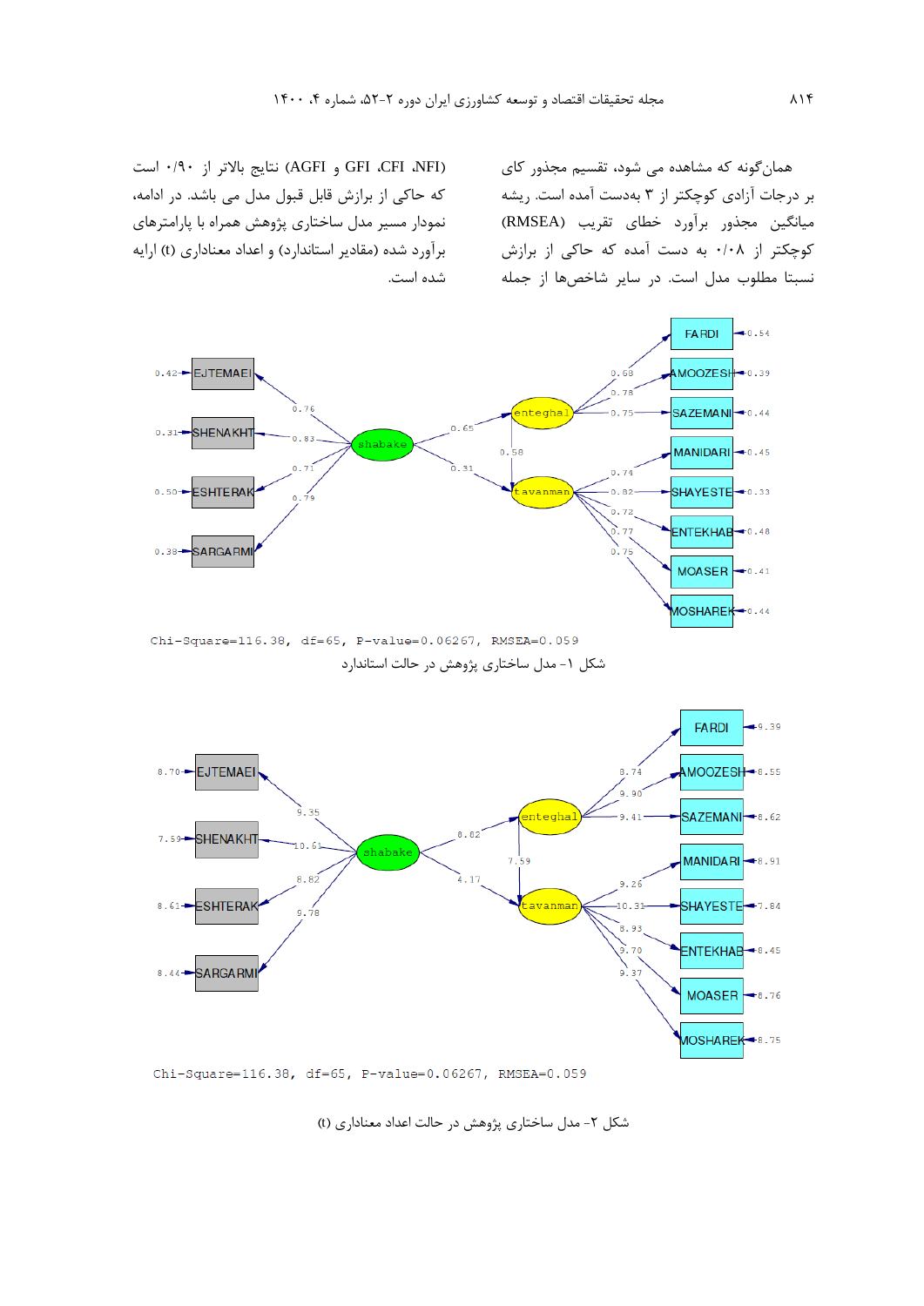همان‌گونه که مشاهده می شود، تقسیم مجذور کای بر درجات آزادی کوچکتر از ۳ به‌دست آمده است. ریشه میانگین مجذور برآورد خطای تقریب (RMSEA) کوچکتر از ۰/۰۸ به دست آمده که حاکی از برازش نسبتا مطلوب مدل است. در سایر شاخص‌ها از جمله (NFI، CFI، GFI و AGFI) نتایج بالاتر از ۰/۹۰ است که حاکی از برازش قابل قبول مدل می باشد. در ادامه، نمودار مسیر مدل ساختاری پژوهش همراه با پارامترهای برآورد شده (مقادیر استاندارد) و اعداد معناداری (t) ارایه شده است.

Chi-Square=116.38, df=65, P-value=0.06267, RMSEA=0.059

شکل ۱- مدل ساختاری پژوهش در حالت استاندارد

Chi-Square=116.38, df=65, P-value=0.06267, RMSEA=0.059

شکل ۲- مدل ساختاری پژوهش در حالت اعداد معناداری (t)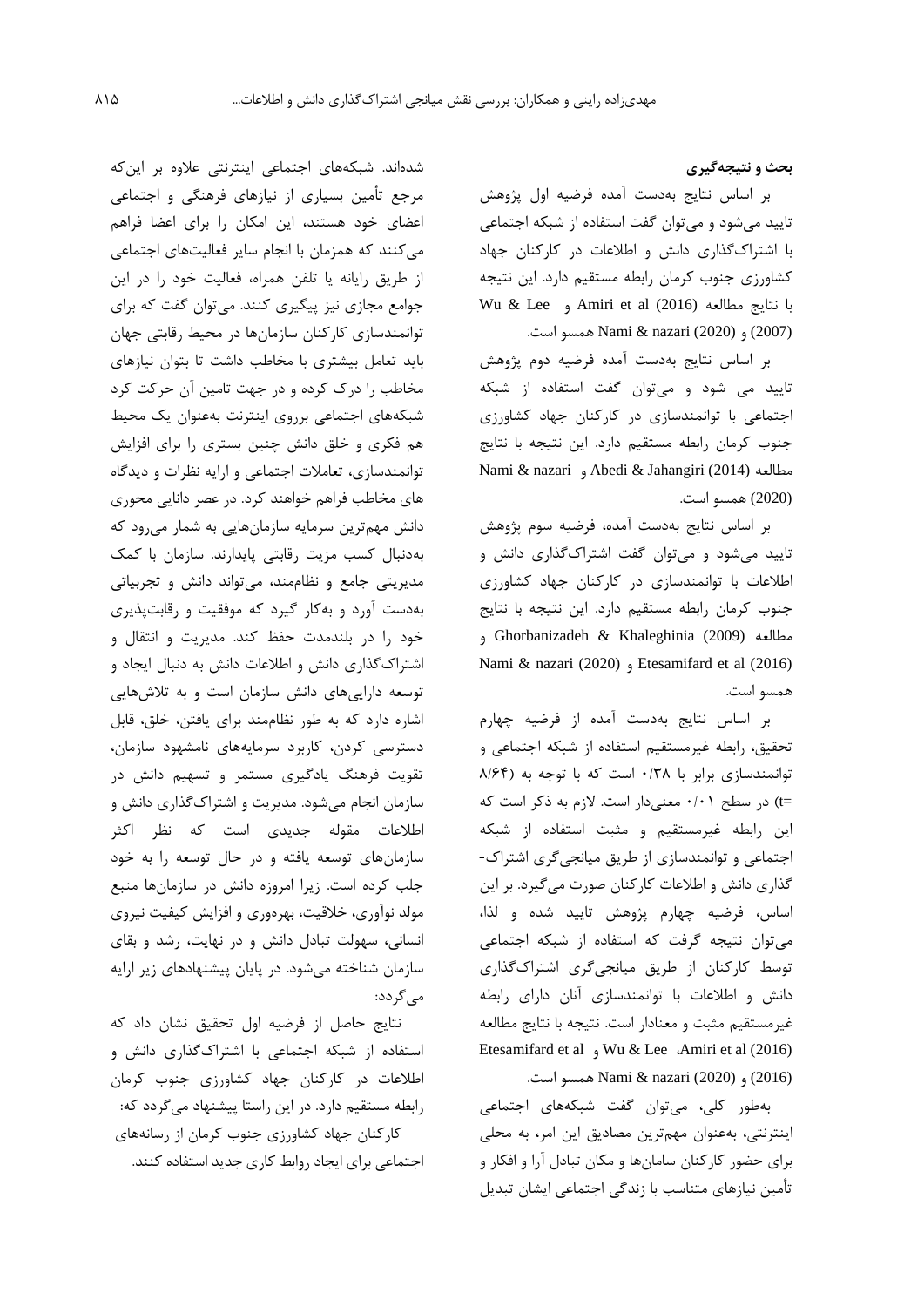## بحث و نتیجه‌گیری

بر اساس نتایج به‌دست آمده فرضیه اول پژوهش تایید می‌شود و می‌توان گفت استفاده از شبکه اجتماعی با اشتراک‌گذاری دانش و اطلاعات در کارکنان جهاد کشاورزی جنوب کرمان رابطه مستقیم دارد. این نتیجه با نتایج مطالعه Amiri et al (2016) و Wu & Lee (2007) و Nami & nazari (2020) همسو است.

بر اساس نتایج به‌دست آمده فرضیه دوم پژوهش تایید می شود و می‌توان گفت استفاده از شبکه اجتماعی با توانمندسازی در کارکنان جهاد کشاورزی جنوب کرمان رابطه مستقیم دارد. این نتیجه با نتایج مطالعه Abedi & Jahangiri (2014) و Nami & nazari (2020) همسو است.

بر اساس نتایج به‌دست آمده، فرضیه سوم پژوهش تایید می‌شود و می‌توان گفت اشتراک‌گذاری دانش و اطلاعات با توانمندسازی در کارکنان جهاد کشاورزی جنوب کرمان رابطه مستقیم دارد. این نتیجه با نتایج مطالعه Ghorbanizadeh & Khaleghinia (2009) و Etesamifard et al (2016) و Nami & nazari (2020) همسو است.

بر اساس نتایج به‌دست آمده از فرضیه چهارم تحقیق، رابطه غیرمستقیم استفاده از شبکه اجتماعی و توانمندسازی برابر با ۰/۳۸ است که با توجه به (۸/۶۴ =t) در سطح ۰/۰۱ معنی‌دار است. لازم به ذکر است که این رابطه غیرمستقیم و مثبت استفاده از شبکه اجتماعی و توانمندسازی از طریق میانجی‌گری اشتراک‌گذاری دانش و اطلاعات کارکنان صورت می‌گیرد. بر این اساس، فرضیه چهارم پژوهش تایید شده و لذا، می‌توان نتیجه گرفت که استفاده از شبکه اجتماعی توسط کارکنان از طریق میانجی‌گری اشتراک‌گذاری دانش و اطلاعات با توانمندسازی آنان دارای رابطه غیرمستقیم مثبت و معنادار است. نتیجه با نتایج مطالعه Amiri et al (2016)، Wu & Lee و Etesamifard et al (2016) و Nami & nazari (2020) همسو است.

به‌طور کلی، می‌توان گفت شبکه‌های اجتماعی اینترنتی، به‌عنوان مهم‌ترین مصادیق این امر، به محلی برای حضور کارکنان سامان‌ها و مکان تبادل آرا و افکار و تأمین نیازهای متناسب با زندگی اجتماعی ایشان تبدیل شده‌اند. شبکه‌های اجتماعی اینترنتی علاوه بر این‌که مرجع تأمین بسیاری از نیازهای فرهنگی و اجتماعی اعضای خود هستند، این امکان را برای اعضا فراهم می‌کنند که همزمان با انجام سایر فعالیت‌های اجتماعی از طریق رایانه یا تلفن همراه، فعالیت خود را در این جوامع مجازی نیز پیگیری کنند. می‌توان گفت که برای توانمندسازی کارکنان سازمان‌ها در محیط رقابتی جهان باید تعامل بیشتری با مخاطب داشت تا بتوان نیازهای مخاطب را درک کرده و در جهت تامین آن حرکت کرد شبکه‌های اجتماعی برروی اینترنت به‌عنوان یک محیط هم فکری و خلق دانش چنین بستری را برای افزایش توانمندسازی، تعاملات اجتماعی و ارایه نظرات و دیدگاه های مخاطب فراهم خواهند کرد. در عصر دانایی محوری دانش مهم‌ترین سرمایه سازمان‌هایی به شمار می‌رود که به‌دنبال کسب مزیت رقابتی پایدارند. سازمان با کمک مدیریتی جامع و نظام‌مند، می‌تواند دانش و تجربیاتی به‌دست آورد و به‌کار گیرد که موفقیت و رقابت‌پذیری خود را در بلندمدت حفظ کند. مدیریت و انتقال و اشتراک‌گذاری دانش و اطلاعات دانش به دنبال ایجاد و توسعه دارایی‌های دانش سازمان است و به تلاش‌هایی اشاره دارد که به طور نظام‌مند برای یافتن، خلق، قابل دسترسی کردن، کاربرد سرمایه‌های نامشهود سازمان، تقویت فرهنگ یادگیری مستمر و تسهیم دانش در سازمان انجام می‌شود. مدیریت و اشتراک‌گذاری دانش و اطلاعات مقوله جدیدی است که نظر اکثر سازمان‌های توسعه یافته و در حال توسعه را به خود جلب کرده است. زیرا امروزه دانش در سازمان‌ها منبع مولد نوآوری، خلاقیت، بهره‌وری و افزایش کیفیت نیروی انسانی، سهولت تبادل دانش و در نهایت، رشد و بقای سازمان شناخته می‌شود. در پایان پیشنهادهای زیر ارایه می‌گردد:

نتایج حاصل از فرضیه اول تحقیق نشان داد که استفاده از شبکه اجتماعی با اشتراک‌گذاری دانش و اطلاعات در کارکنان جهاد کشاورزی جنوب کرمان رابطه مستقیم دارد. در این راستا پیشنهاد می‌گردد که:

کارکنان جهاد کشاورزی جنوب کرمان از رسانه‌های اجتماعی برای ایجاد روابط کاری جدید استفاده کنند.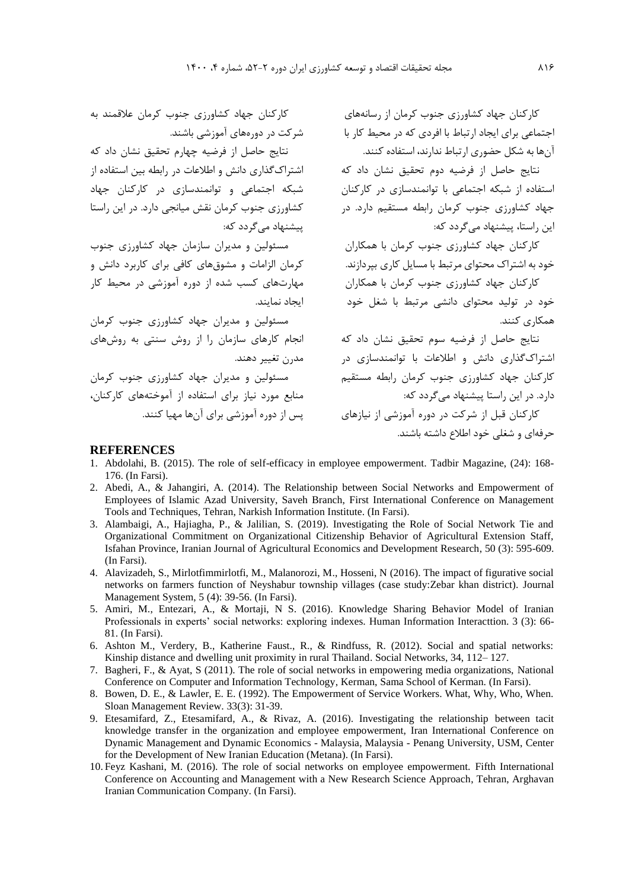کارکنان جهاد کشاورزی جنوب کرمان از رسانه‌های اجتماعی برای ایجاد ارتباط با افردی که در محیط کار با آن‌ها به شکل حضوری ارتباط ندارند، استفاده کنند.

نتایج حاصل از فرضیه دوم تحقیق نشان داد که استفاده از شبکه اجتماعی با توانمندسازی در کارکنان جهاد کشاورزی جنوب کرمان رابطه مستقیم دارد. در این راستا، پیشنهاد می‌گردد که:

کارکنان جهاد کشاورزی جنوب کرمان با همکاران خود به اشتراک محتوای مرتبط با مسایل کاری بپردازند.

کارکنان جهاد کشاورزی جنوب کرمان با همکاران خود در تولید محتوای دانشی مرتبط با شغل خود همکاری کنند.

نتایج حاصل از فرضیه سوم تحقیق نشان داد که اشتراک‌گذاری دانش و اطلاعات با توانمندسازی در کارکنان جهاد کشاورزی جنوب کرمان رابطه مستقیم دارد. در این راستا پیشنهاد می‌گردد که:

کارکنان قبل از شرکت در دوره آموزشی از نیازهای حرفه‌ای و شغلی خود اطلاع داشته باشند.

کارکنان جهاد کشاورزی جنوب کرمان علاقمند به شرکت در دوره‌های آموزشی باشند.

نتایج حاصل از فرضیه چهارم تحقیق نشان داد که اشتراک‌گذاری دانش و اطلاعات در رابطه بین استفاده از شبکه اجتماعی و توانمندسازی در کارکنان جهاد کشاورزی جنوب کرمان نقش میانجی دارد. در این راستا پیشنهاد می‌گردد که:

مسئولین و مدیران سازمان جهاد کشاورزی جنوب کرمان الزامات و مشوق‌های کافی برای کاربرد دانش و مهارت‌های کسب شده از دوره آموزشی در محیط کار ایجاد نمایند.

مسئولین و مدیران جهاد کشاورزی جنوب کرمان انجام کارهای سازمان را از روش سنتی به روش‌های مدرن تغییر دهند.

مسئولین و مدیران جهاد کشاورزی جنوب کرمان منابع مورد نیاز برای استفاده از آموخته‌های کارکنان، پس از دوره آموزشی برای آن‌ها مهیا کنند.

## REFERENCES

1. Abdolahi, B. (2015). The role of self-efficacy in employee empowerment. Tadbir Magazine, (24): 168-176. (In Farsi).
2. Abedi, A., & Jahangiri, A. (2014). The Relationship between Social Networks and Empowerment of Employees of Islamic Azad University, Saveh Branch, First International Conference on Management Tools and Techniques, Tehran, Narkish Information Institute. (In Farsi).
3. Alambaigi, A., Hajiagha, P., & Jalilian, S. (2019). Investigating the Role of Social Network Tie and Organizational Commitment on Organizational Citizenship Behavior of Agricultural Extension Staff, Isfahan Province, Iranian Journal of Agricultural Economics and Development Research, 50 (3): 595-609. (In Farsi).
4. Alavizadeh, S., Mirlotfimmirlotfi, M., Malanorozi, M., Hosseni, N (2016). The impact of figurative social networks on farmers function of Neyshabur township villages (case study:Zebar khan district). Journal Management System, 5 (4): 39-56. (In Farsi).
5. Amiri, M., Entezari, A., & Mortaji, N S. (2016). Knowledge Sharing Behavior Model of Iranian Professionals in experts' social networks: exploring indexes. Human Information Interacttion. 3 (3): 66-81. (In Farsi).
6. Ashton M., Verdery, B., Katherine Faust., R., & Rindfuss, R. (2012). Social and spatial networks: Kinship distance and dwelling unit proximity in rural Thailand. Social Networks, 34, 112– 127.
7. Bagheri, F., & Ayat, S (2011). The role of social networks in empowering media organizations, National Conference on Computer and Information Technology, Kerman, Sama School of Kerman. (In Farsi).
8. Bowen, D. E., & Lawler, E. E. (1992). The Empowerment of Service Workers. What, Why, Who, When. Sloan Management Review. 33(3): 31-39.
9. Etesamifard, Z., Etesamifard, A., & Rivaz, A. (2016). Investigating the relationship between tacit knowledge transfer in the organization and employee empowerment, Iran International Conference on Dynamic Management and Dynamic Economics - Malaysia, Malaysia - Penang University, USM, Center for the Development of New Iranian Education (Metana). (In Farsi).
10. Feyz Kashani, M. (2016). The role of social networks on employee empowerment. Fifth International Conference on Accounting and Management with a New Research Science Approach, Tehran, Arghavan Iranian Communication Company. (In Farsi).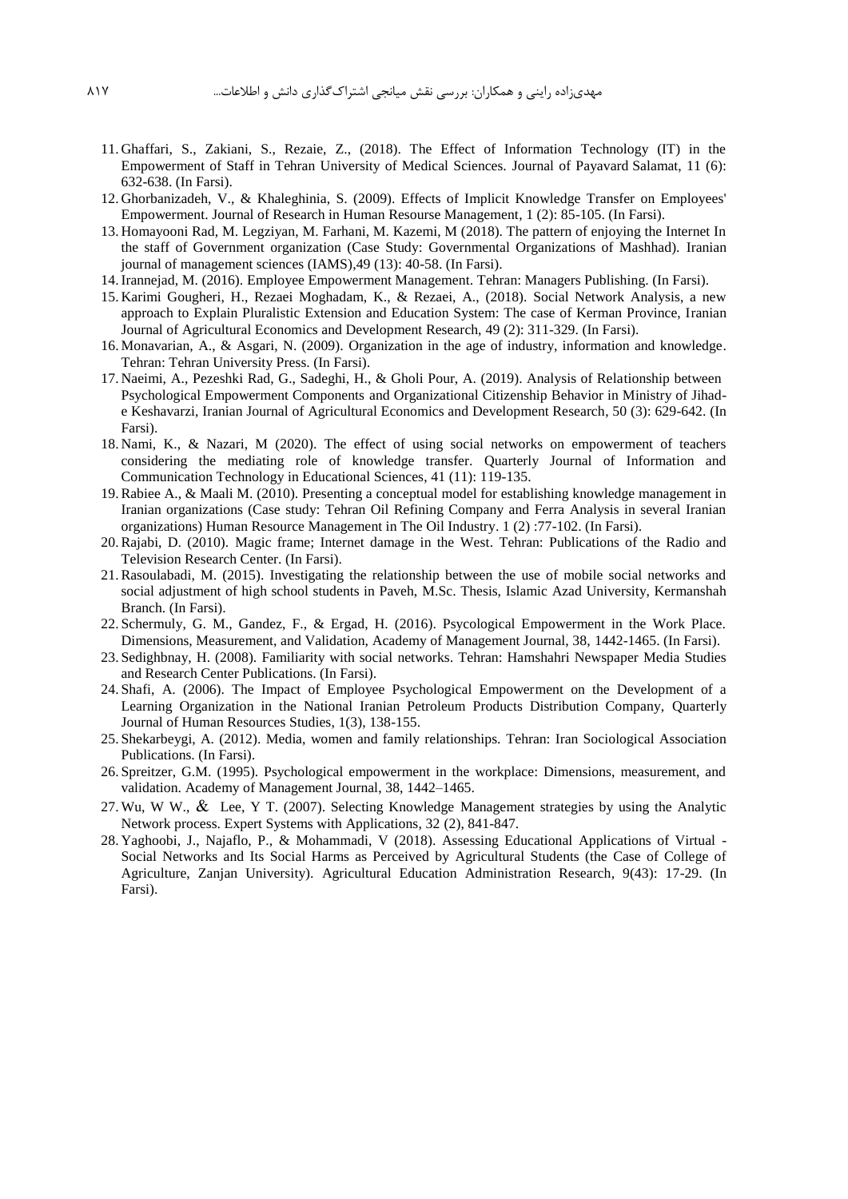11. Ghaffari, S., Zakiani, S., Rezaie, Z., (2018). The Effect of Information Technology (IT) in the Empowerment of Staff in Tehran University of Medical Sciences. Journal of Payavard Salamat, 11 (6): 632-638. (In Farsi).
12. Ghorbanizadeh, V., & Khaleghinia, S. (2009). Effects of Implicit Knowledge Transfer on Employees' Empowerment. Journal of Research in Human Resourse Management, 1 (2): 85-105. (In Farsi).
13. Homayooni Rad, M. Legziyan, M. Farhani, M. Kazemi, M (2018). The pattern of enjoying the Internet In the staff of Government organization (Case Study: Governmental Organizations of Mashhad). Iranian journal of management sciences (IAMS),49 (13): 40-58. (In Farsi).
14. Irannejad, M. (2016). Employee Empowerment Management. Tehran: Managers Publishing. (In Farsi).
15. Karimi Gougheri, H., Rezaei Moghadam, K., & Rezaei, A., (2018). Social Network Analysis, a new approach to Explain Pluralistic Extension and Education System: The case of Kerman Province, Iranian Journal of Agricultural Economics and Development Research, 49 (2): 311-329. (In Farsi).
16. Monavarian, A., & Asgari, N. (2009). Organization in the age of industry, information and knowledge. Tehran: Tehran University Press. (In Farsi).
17. Naeimi, A., Pezeshki Rad, G., Sadeghi, H., & Gholi Pour, A. (2019). Analysis of Relationship between Psychological Empowerment Components and Organizational Citizenship Behavior in Ministry of Jihad-e Keshavarzi, Iranian Journal of Agricultural Economics and Development Research, 50 (3): 629-642. (In Farsi).
18. Nami, K., & Nazari, M (2020). The effect of using social networks on empowerment of teachers considering the mediating role of knowledge transfer. Quarterly Journal of Information and Communication Technology in Educational Sciences, 41 (11): 119-135.
19. Rabiee A., & Maali M. (2010). Presenting a conceptual model for establishing knowledge management in Iranian organizations (Case study: Tehran Oil Refining Company and Ferra Analysis in several Iranian organizations) Human Resource Management in The Oil Industry. 1 (2) :77-102. (In Farsi).
20. Rajabi, D. (2010). Magic frame; Internet damage in the West. Tehran: Publications of the Radio and Television Research Center. (In Farsi).
21. Rasoulabadi, M. (2015). Investigating the relationship between the use of mobile social networks and social adjustment of high school students in Paveh, M.Sc. Thesis, Islamic Azad University, Kermanshah Branch. (In Farsi).
22. Schermuly, G. M., Gandez, F., & Ergad, H. (2016). Psycological Empowerment in the Work Place. Dimensions, Measurement, and Validation, Academy of Management Journal, 38, 1442-1465. (In Farsi).
23. Sedighbnay, H. (2008). Familiarity with social networks. Tehran: Hamshahri Newspaper Media Studies and Research Center Publications. (In Farsi).
24. Shafi, A. (2006). The Impact of Employee Psychological Empowerment on the Development of a Learning Organization in the National Iranian Petroleum Products Distribution Company, Quarterly Journal of Human Resources Studies, 1(3), 138-155.
25. Shekarbeygi, A. (2012). Media, women and family relationships. Tehran: Iran Sociological Association Publications. (In Farsi).
26. Spreitzer, G.M. (1995). Psychological empowerment in the workplace: Dimensions, measurement, and validation. Academy of Management Journal, 38, 1442–1465.
27. Wu, W W., & Lee, Y T. (2007). Selecting Knowledge Management strategies by using the Analytic Network process. Expert Systems with Applications, 32 (2), 841-847.
28. Yaghoobi, J., Najaflo, P., & Mohammadi, V (2018). Assessing Educational Applications of Virtual - Social Networks and Its Social Harms as Perceived by Agricultural Students (the Case of College of Agriculture, Zanjan University). Agricultural Education Administration Research, 9(43): 17-29. (In Farsi).